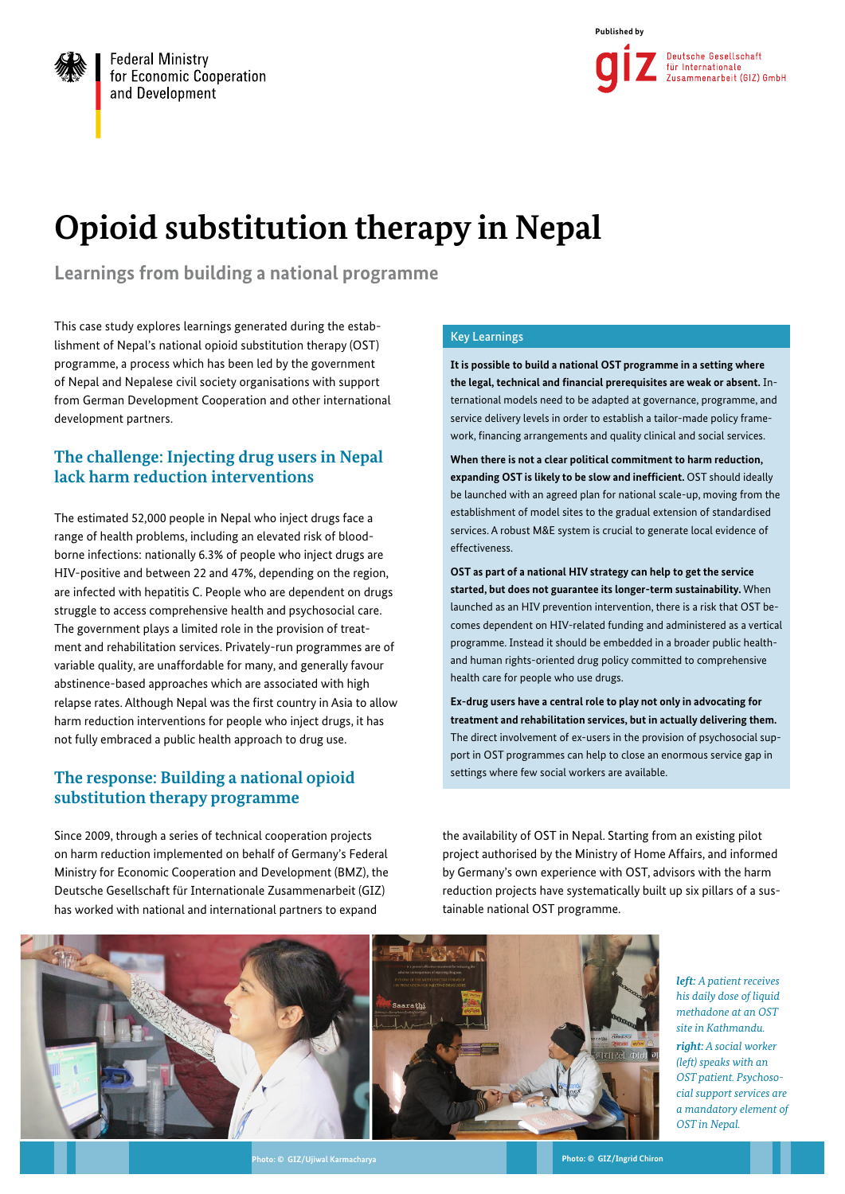Federal Ministry for Economic Cooperation and Development

Published by

Deutsche Gesellschaft für Internationale Zusammenarbeit (GIZ) GmbH

# Opioid substitution therapy in Nepal

## Learnings from building a national programme

This case study explores learnings generated during the establishment of Nepal's national opioid substitution therapy (OST) programme, a process which has been led by the government of Nepal and Nepalese civil society organisations with support from German Development Cooperation and other international development partners.

### Key Learnings

**It is possible to build a national OST programme in a setting where the legal, technical and financial prerequisites are weak or absent.** International models need to be adapted at governance, programme, and service delivery levels in order to establish a tailor-made policy framework, financing arrangements and quality clinical and social services.

**When there is not a clear political commitment to harm reduction, expanding OST is likely to be slow and inefficient.** OST should ideally be launched with an agreed plan for national scale-up, moving from the establishment of model sites to the gradual extension of standardised services. A robust M&E system is crucial to generate local evidence of effectiveness.

**OST as part of a national HIV strategy can help to get the service started, but does not guarantee its longer-term sustainability.** When launched as an HIV prevention intervention, there is a risk that OST becomes dependent on HIV-related funding and administered as a vertical programme. Instead it should be embedded in a broader public health- and human rights-oriented drug policy committed to comprehensive health care for people who use drugs.

**Ex-drug users have a central role to play not only in advocating for treatment and rehabilitation services, but in actually delivering them.** The direct involvement of ex-users in the provision of psychosocial support in OST programmes can help to close an enormous service gap in settings where few social workers are available.

## The challenge: Injecting drug users in Nepal lack harm reduction interventions

The estimated 52,000 people in Nepal who inject drugs face a range of health problems, including an elevated risk of blood-borne infections: nationally 6.3% of people who inject drugs are HIV-positive and between 22 and 47%, depending on the region, are infected with hepatitis C. People who are dependent on drugs struggle to access comprehensive health and psychosocial care. The government plays a limited role in the provision of treatment and rehabilitation services. Privately-run programmes are of variable quality, are unaffordable for many, and generally favour abstinence-based approaches which are associated with high relapse rates. Although Nepal was the first country in Asia to allow harm reduction interventions for people who inject drugs, it has not fully embraced a public health approach to drug use.

## The response: Building a national opioid substitution therapy programme

Since 2009, through a series of technical cooperation projects on harm reduction implemented on behalf of Germany's Federal Ministry for Economic Cooperation and Development (BMZ), the Deutsche Gesellschaft für Internationale Zusammenarbeit (GIZ) has worked with national and international partners to expand the availability of OST in Nepal. Starting from an existing pilot project authorised by the Ministry of Home Affairs, and informed by Germany's own experience with OST, advisors with the harm reduction projects have systematically built up six pillars of a sustainable national OST programme.

*left:* *A patient receives his daily dose of liquid methadone at an OST site in Kathmandu.*

*right:* *A social worker (left) speaks with an OST patient. Psychosocial support services are a mandatory element of OST in Nepal.*

Photo: © GIZ/Ujiwal Karmacharya

Photo: © GIZ/Ingrid Chiron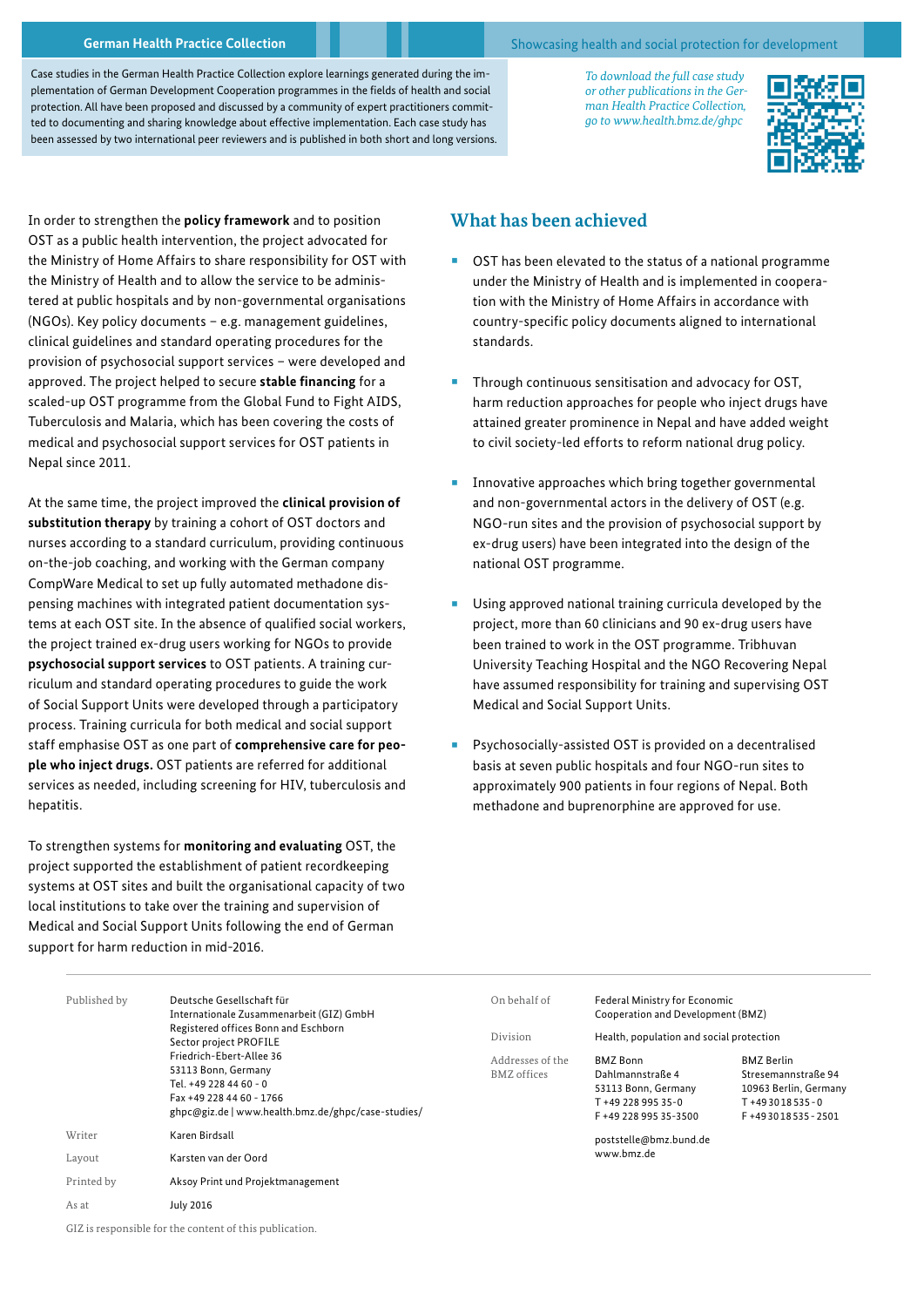**German Health Practice Collection**

Showcasing health and social protection for development

Case studies in the German Health Practice Collection explore learnings generated during the implementation of German Development Cooperation programmes in the fields of health and social protection. All have been proposed and discussed by a community of expert practitioners committed to documenting and sharing knowledge about effective implementation. Each case study has been assessed by two international peer reviewers and is published in both short and long versions.

*To download the full case study or other publications in the German Health Practice Collection, go to www.health.bmz.de/ghpc*

In order to strengthen the **policy framework** and to position OST as a public health intervention, the project advocated for the Ministry of Home Affairs to share responsibility for OST with the Ministry of Health and to allow the service to be administered at public hospitals and by non-governmental organisations (NGOs). Key policy documents – e.g. management guidelines, clinical guidelines and standard operating procedures for the provision of psychosocial support services – were developed and approved. The project helped to secure **stable financing** for a scaled-up OST programme from the Global Fund to Fight AIDS, Tuberculosis and Malaria, which has been covering the costs of medical and psychosocial support services for OST patients in Nepal since 2011.

At the same time, the project improved the **clinical provision of substitution therapy** by training a cohort of OST doctors and nurses according to a standard curriculum, providing continuous on-the-job coaching, and working with the German company CompWare Medical to set up fully automated methadone dispensing machines with integrated patient documentation systems at each OST site. In the absence of qualified social workers, the project trained ex-drug users working for NGOs to provide **psychosocial support services** to OST patients. A training curriculum and standard operating procedures to guide the work of Social Support Units were developed through a participatory process. Training curricula for both medical and social support staff emphasise OST as one part of **comprehensive care for people who inject drugs.** OST patients are referred for additional services as needed, including screening for HIV, tuberculosis and hepatitis.

To strengthen systems for **monitoring and evaluating** OST, the project supported the establishment of patient recordkeeping systems at OST sites and built the organisational capacity of two local institutions to take over the training and supervision of Medical and Social Support Units following the end of German support for harm reduction in mid-2016.

## What has been achieved

- OST has been elevated to the status of a national programme under the Ministry of Health and is implemented in cooperation with the Ministry of Home Affairs in accordance with country-specific policy documents aligned to international standards.
- Through continuous sensitisation and advocacy for OST, harm reduction approaches for people who inject drugs have attained greater prominence in Nepal and have added weight to civil society-led efforts to reform national drug policy.
- Innovative approaches which bring together governmental and non-governmental actors in the delivery of OST (e.g. NGO-run sites and the provision of psychosocial support by ex-drug users) have been integrated into the design of the national OST programme.
- Using approved national training curricula developed by the project, more than 60 clinicians and 90 ex-drug users have been trained to work in the OST programme. Tribhuvan University Teaching Hospital and the NGO Recovering Nepal have assumed responsibility for training and supervising OST Medical and Social Support Units.
- Psychosocially-assisted OST is provided on a decentralised basis at seven public hospitals and four NGO-run sites to approximately 900 patients in four regions of Nepal. Both methadone and buprenorphine are approved for use.

| | |
|---|---|
| Published by | Deutsche Gesellschaft für Internationale Zusammenarbeit (GIZ) GmbH<br>Registered offices Bonn and Eschborn<br>Sector project PROFILE<br>Friedrich-Ebert-Allee 36<br>53113 Bonn, Germany<br>Tel. +49 228 44 60 - 0<br>Fax +49 228 44 60 - 1766<br>ghpc@giz.de \| www.health.bmz.de/ghpc/case-studies/ |
| Writer | Karen Birdsall |
| Layout | Karsten van der Oord |
| Printed by | Aksoy Print und Projektmanagement |
| As at | July 2016 |

GIZ is responsible for the content of this publication.

| | | |
|---|---|---|
| On behalf of | Federal Ministry for Economic Cooperation and Development (BMZ) | |
| Division | Health, population and social protection | |
| Addresses of the BMZ offices | BMZ Bonn<br>Dahlmannstraße 4<br>53113 Bonn, Germany<br>T +49 228 995 35-0<br>F +49 228 995 35-3500 | BMZ Berlin<br>Stresemannstraße 94<br>10963 Berlin, Germany<br>T +49 30 18 535 - 0<br>F +49 30 18 535 - 2501 |
| | poststelle@bmz.bund.de<br>www.bmz.de | |